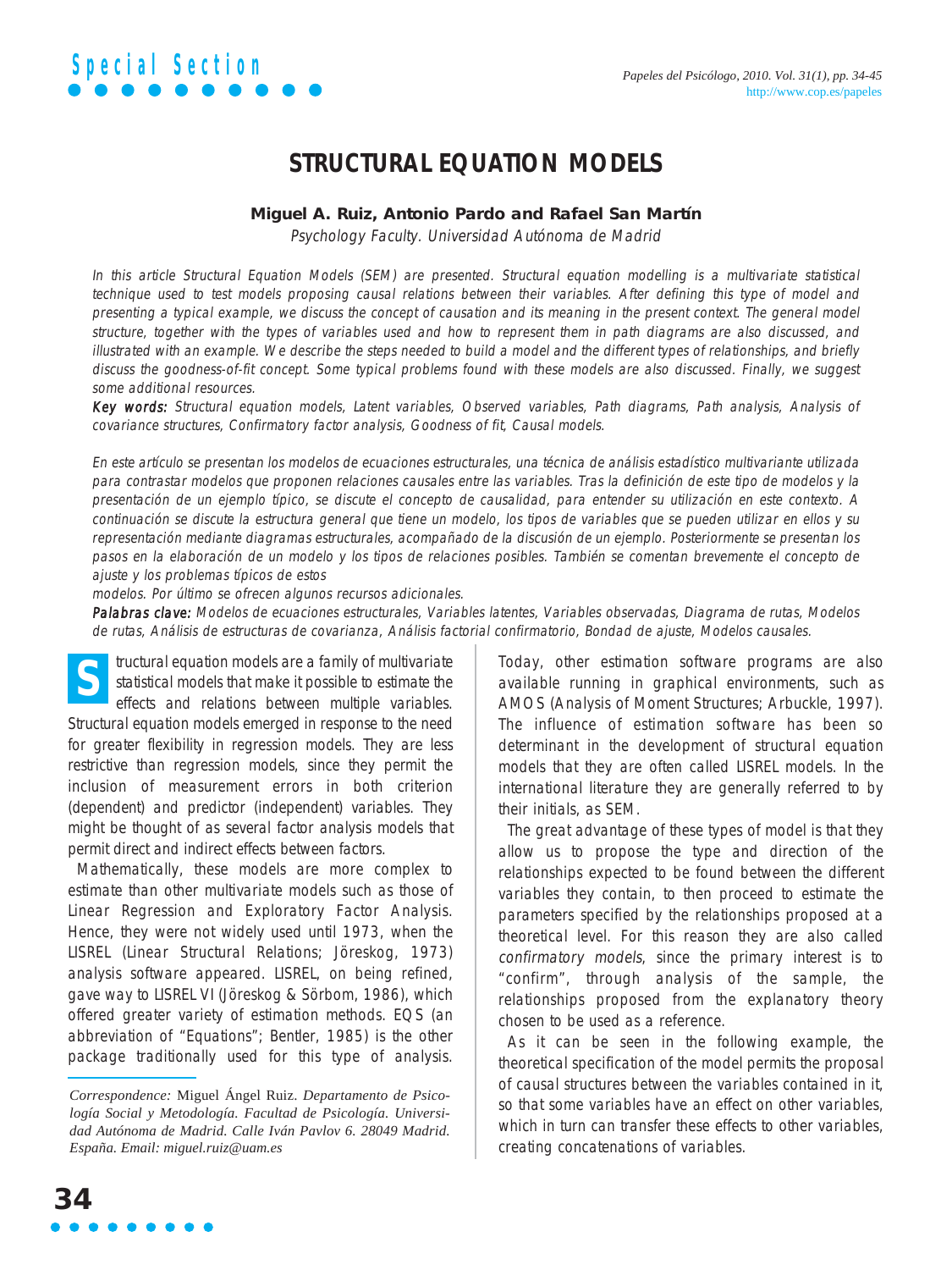Special Section

# STRUCTURAL EQUATION MODELS

**Miguel A. Ruiz, Antonio Pardo and Rafael San Martín**

*Psychology Faculty. Universidad Autónoma de Madrid*

*In this article Structural Equation Models (SEM) are presented. Structural equation modelling is a multivariate statistical technique used to test models proposing causal relations between their variables. After defining this type of model and presenting a typical example, we discuss the concept of causation and its meaning in the present context. The general model structure, together with the types of variables used and how to represent them in path diagrams are also discussed, and illustrated with an example. We describe the steps needed to build a model and the different types of relationships, and briefly discuss the goodness-of-fit concept. Some typical problems found with these models are also discussed. Finally, we suggest some additional resources.*

***Key words:*** *Structural equation models, Latent variables, Observed variables, Path diagrams, Path analysis, Analysis of covariance structures, Confirmatory factor analysis, Goodness of fit, Causal models.*

*En este artículo se presentan los modelos de ecuaciones estructurales, una técnica de análisis estadístico multivariante utilizada para contrastar modelos que proponen relaciones causales entre las variables. Tras la definición de este tipo de modelos y la presentación de un ejemplo típico, se discute el concepto de causalidad, para entender su utilización en este contexto. A continuación se discute la estructura general que tiene un modelo, los tipos de variables que se pueden utilizar en ellos y su representación mediante diagramas estructurales, acompañado de la discusión de un ejemplo. Posteriormente se presentan los pasos en la elaboración de un modelo y los tipos de relaciones posibles. También se comentan brevemente el concepto de ajuste y los problemas típicos de estos modelos. Por último se ofrecen algunos recursos adicionales.*

***Palabras clave:*** *Modelos de ecuaciones estructurales, Variables latentes, Variables observadas, Diagrama de rutas, Modelos de rutas, Análisis de estructuras de covarianza, Análisis factorial confirmatorio, Bondad de ajuste, Modelos causales.*

Structural equation models are a family of multivariate statistical models that make it possible to estimate the effects and relations between multiple variables. Structural equation models emerged in response to the need for greater flexibility in regression models. They are less restrictive than regression models, since they permit the inclusion of measurement errors in both criterion (dependent) and predictor (independent) variables. They might be thought of as several factor analysis models that permit direct and indirect effects between factors.

Mathematically, these models are more complex to estimate than other multivariate models such as those of Linear Regression and Exploratory Factor Analysis. Hence, they were not widely used until 1973, when the LISREL (Linear Structural Relations; Jöreskog, 1973) analysis software appeared. LISREL, on being refined, gave way to LISREL VI (Jöreskog & Sörbom, 1986), which offered greater variety of estimation methods. EQS (an abbreviation of "Equations"; Bentler, 1985) is the other package traditionally used for this type of analysis. Today, other estimation software programs are also available running in graphical environments, such as AMOS (Analysis of Moment Structures; Arbuckle, 1997). The influence of estimation software has been so determinant in the development of structural equation models that they are often called LISREL models. In the international literature they are generally referred to by their initials, as SEM.

The great advantage of these types of model is that they allow us to propose the type and direction of the relationships expected to be found between the different variables they contain, to then proceed to estimate the parameters specified by the relationships proposed at a theoretical level. For this reason they are also called *confirmatory models*, since the primary interest is to "confirm", through analysis of the sample, the relationships proposed from the explanatory theory chosen to be used as a reference.

As it can be seen in the following example, the theoretical specification of the model permits the proposal of causal structures between the variables contained in it, so that some variables have an effect on other variables, which in turn can transfer these effects to other variables, creating concatenations of variables.

*Correspondence:* Miguel Ángel Ruiz. *Departamento de Psicología Social y Metodología. Facultad de Psicología. Universidad Autónoma de Madrid. Calle Iván Pavlov 6. 28049 Madrid. España. Email: miguel.ruiz@uam.es*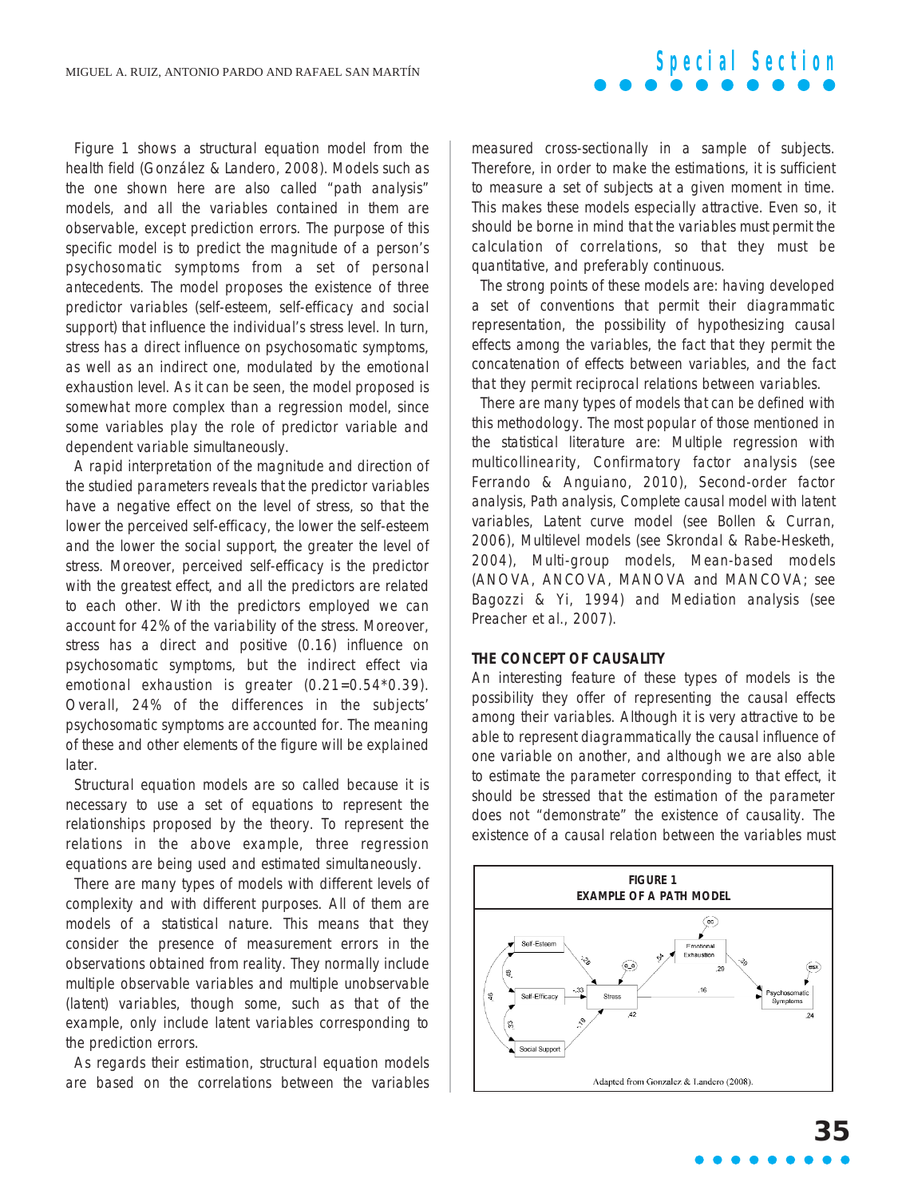Figure 1 shows a structural equation model from the health field (González & Landero, 2008). Models such as the one shown here are also called "path analysis" models, and all the variables contained in them are observable, except prediction errors. The purpose of this specific model is to predict the magnitude of a person's psychosomatic symptoms from a set of personal antecedents. The model proposes the existence of three predictor variables (self-esteem, self-efficacy and social support) that influence the individual's stress level. In turn, stress has a direct influence on psychosomatic symptoms, as well as an indirect one, modulated by the emotional exhaustion level. As it can be seen, the model proposed is somewhat more complex than a regression model, since some variables play the role of predictor variable and dependent variable simultaneously.

A rapid interpretation of the magnitude and direction of the studied parameters reveals that the predictor variables have a negative effect on the level of stress, so that the lower the perceived self-efficacy, the lower the self-esteem and the lower the social support, the greater the level of stress. Moreover, perceived self-efficacy is the predictor with the greatest effect, and all the predictors are related to each other. With the predictors employed we can account for 42% of the variability of the stress. Moreover, stress has a direct and positive (0.16) influence on psychosomatic symptoms, but the indirect effect via emotional exhaustion is greater ($0.21=0.54*0.39$). Overall, 24% of the differences in the subjects' psychosomatic symptoms are accounted for. The meaning of these and other elements of the figure will be explained later.

Structural equation models are so called because it is necessary to use a set of equations to represent the relationships proposed by the theory. To represent the relations in the above example, three regression equations are being used and estimated simultaneously.

There are many types of models with different levels of complexity and with different purposes. All of them are models of a statistical nature. This means that they consider the presence of measurement errors in the observations obtained from reality. They normally include multiple observable variables and multiple unobservable (latent) variables, though some, such as that of the example, only include latent variables corresponding to the prediction errors.

As regards their estimation, structural equation models are based on the correlations between the variables measured cross-sectionally in a sample of subjects. Therefore, in order to make the estimations, it is sufficient to measure a set of subjects at a given moment in time. This makes these models especially attractive. Even so, it should be borne in mind that the variables must permit the calculation of correlations, so that they must be quantitative, and preferably continuous.

The strong points of these models are: having developed a set of conventions that permit their diagrammatic representation, the possibility of hypothesizing causal effects among the variables, the fact that they permit the concatenation of effects between variables, and the fact that they permit reciprocal relations between variables.

There are many types of models that can be defined with this methodology. The most popular of those mentioned in the statistical literature are: Multiple regression with multicollinearity, Confirmatory factor analysis (see Ferrando & Anguiano, 2010), Second-order factor analysis, Path analysis, Complete causal model with latent variables, Latent curve model (see Bollen & Curran, 2006), Multilevel models (see Skrondal & Rabe-Hesketh, 2004), Multi-group models, Mean-based models (ANOVA, ANCOVA, MANOVA and MANCOVA; see Bagozzi & Yi, 1994) and Mediation analysis (see Preacher et al., 2007).

## THE CONCEPT OF CAUSALITY

An interesting feature of these types of models is the possibility they offer of representing the causal effects among their variables. Although it is very attractive to be able to represent diagrammatically the causal influence of one variable on another, and although we are also able to estimate the parameter corresponding to that effect, it should be stressed that the estimation of the parameter does not "demonstrate" the existence of causality. The existence of a causal relation between the variables must

**FIGURE 1**
**EXAMPLE OF A PATH MODEL**

Adapted from Gonzalez & Landero (2008).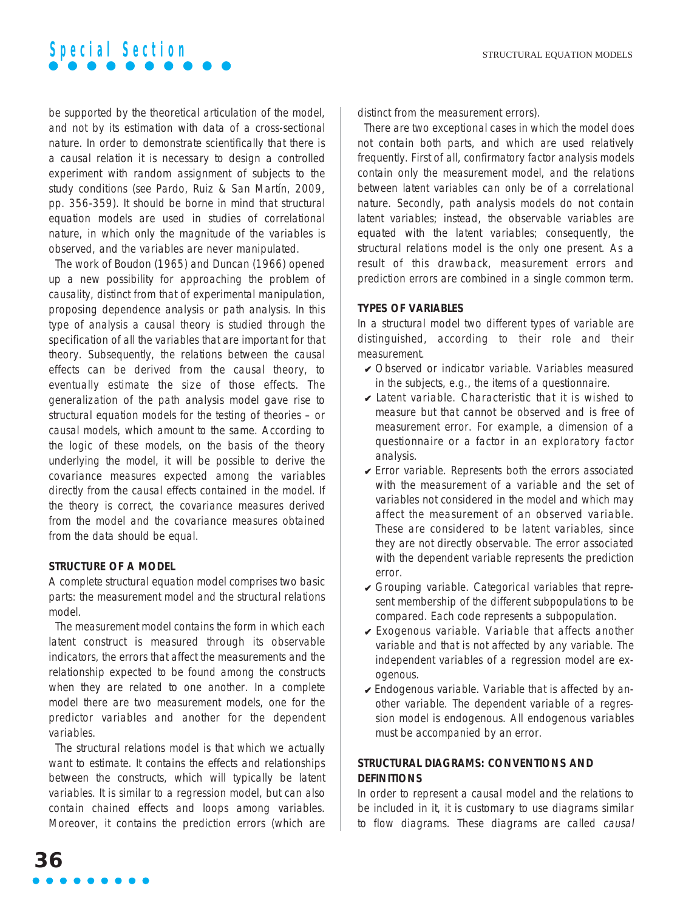be supported by the theoretical articulation of the model, and not by its estimation with data of a cross-sectional nature. In order to demonstrate scientifically that there is a causal relation it is necessary to design a controlled experiment with random assignment of subjects to the study conditions (see Pardo, Ruiz & San Martín, 2009, pp. 356-359). It should be borne in mind that structural equation models are used in studies of correlational nature, in which only the magnitude of the variables is observed, and the variables are never manipulated.

The work of Boudon (1965) and Duncan (1966) opened up a new possibility for approaching the problem of causality, distinct from that of experimental manipulation, proposing dependence analysis or path analysis. In this type of analysis a causal theory is studied through the specification of all the variables that are important for that theory. Subsequently, the relations between the causal effects can be derived from the causal theory, to eventually estimate the size of those effects. The generalization of the path analysis model gave rise to structural equation models for the testing of theories – or causal models, which amount to the same. According to the logic of these models, on the basis of the theory underlying the model, it will be possible to derive the covariance measures expected among the variables directly from the causal effects contained in the model. If the theory is correct, the covariance measures derived from the model and the covariance measures obtained from the data should be equal.

## STRUCTURE OF A MODEL

A complete structural equation model comprises two basic parts: the measurement model and the structural relations model.

The measurement model contains the form in which each latent construct is measured through its observable indicators, the errors that affect the measurements and the relationship expected to be found among the constructs when they are related to one another. In a complete model there are two measurement models, one for the predictor variables and another for the dependent variables.

The structural relations model is that which we actually want to estimate. It contains the effects and relationships between the constructs, which will typically be latent variables. It is similar to a regression model, but can also contain chained effects and loops among variables. Moreover, it contains the prediction errors (which are distinct from the measurement errors).

There are two exceptional cases in which the model does not contain both parts, and which are used relatively frequently. First of all, confirmatory factor analysis models contain only the measurement model, and the relations between latent variables can only be of a correlational nature. Secondly, path analysis models do not contain latent variables; instead, the observable variables are equated with the latent variables; consequently, the structural relations model is the only one present. As a result of this drawback, measurement errors and prediction errors are combined in a single common term.

## TYPES OF VARIABLES

In a structural model two different types of variable are distinguished, according to their role and their measurement.

- ✔ Observed or indicator variable. Variables measured in the subjects, e.g., the items of a questionnaire.
- ✔ Latent variable. Characteristic that it is wished to measure but that cannot be observed and is free of measurement error. For example, a dimension of a questionnaire or a factor in an exploratory factor analysis.
- ✔ Error variable. Represents both the errors associated with the measurement of a variable and the set of variables not considered in the model and which may affect the measurement of an observed variable. These are considered to be latent variables, since they are not directly observable. The error associated with the dependent variable represents the prediction error.
- ✔ Grouping variable. Categorical variables that represent membership of the different subpopulations to be compared. Each code represents a subpopulation.
- ✔ Exogenous variable. Variable that affects another variable and that is not affected by any variable. The independent variables of a regression model are exogenous.
- ✔ Endogenous variable. Variable that is affected by another variable. The dependent variable of a regression model is endogenous. All endogenous variables must be accompanied by an error.

## STRUCTURAL DIAGRAMS: CONVENTIONS AND DEFINITIONS

In order to represent a causal model and the relations to be included in it, it is customary to use diagrams similar to flow diagrams. These diagrams are called *causal*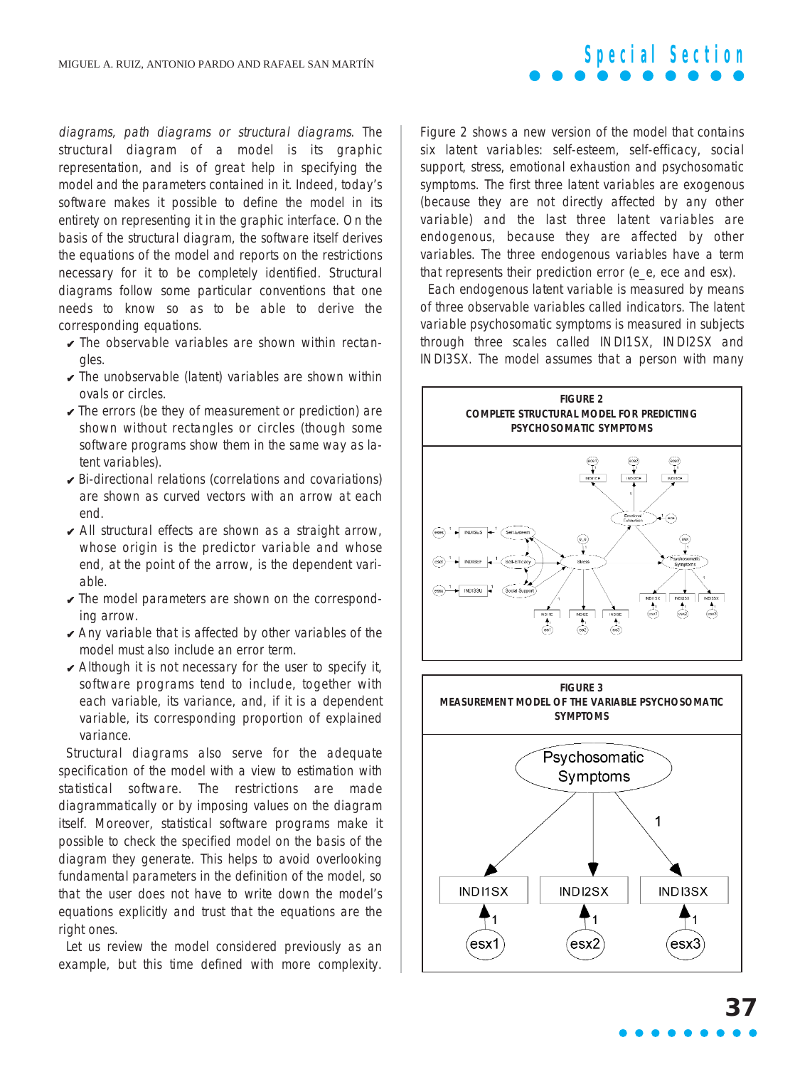*diagrams, path diagrams or structural diagrams*. The structural diagram of a model is its graphic representation, and is of great help in specifying the model and the parameters contained in it. Indeed, today's software makes it possible to define the model in its entirety on representing it in the graphic interface. On the basis of the structural diagram, the software itself derives the equations of the model and reports on the restrictions necessary for it to be completely identified. Structural diagrams follow some particular conventions that one needs to know so as to be able to derive the corresponding equations.

- The observable variables are shown within rectangles.
- The unobservable (latent) variables are shown within ovals or circles.
- The errors (be they of measurement or prediction) are shown without rectangles or circles (though some software programs show them in the same way as latent variables).
- Bi-directional relations (correlations and covariations) are shown as curved vectors with an arrow at each end.
- All structural effects are shown as a straight arrow, whose origin is the predictor variable and whose end, at the point of the arrow, is the dependent variable.
- The model parameters are shown on the corresponding arrow.
- Any variable that is affected by other variables of the model must also include an error term.
- Although it is not necessary for the user to specify it, software programs tend to include, together with each variable, its variance, and, if it is a dependent variable, its corresponding proportion of explained variance.

Structural diagrams also serve for the adequate specification of the model with a view to estimation with statistical software. The restrictions are made diagrammatically or by imposing values on the diagram itself. Moreover, statistical software programs make it possible to check the specified model on the basis of the diagram they generate. This helps to avoid overlooking fundamental parameters in the definition of the model, so that the user does not have to write down the model's equations explicitly and trust that the equations are the right ones.

Let us review the model considered previously as an example, but this time defined with more complexity. Figure 2 shows a new version of the model that contains six latent variables: self-esteem, self-efficacy, social support, stress, emotional exhaustion and psychosomatic symptoms. The first three latent variables are exogenous (because they are not directly affected by any other variable) and the last three latent variables are endogenous, because they are affected by other variables. The three endogenous variables have a term that represents their prediction error (e_e, ece and esx).

Each endogenous latent variable is measured by means of three observable variables called indicators. The latent variable psychosomatic symptoms is measured in subjects through three scales called INDI1SX, INDI2SX and INDI3SX. The model assumes that a person with many

**FIGURE 2**
**COMPLETE STRUCTURAL MODEL FOR PREDICTING PSYCHOSOMATIC SYMPTOMS**

**FIGURE 3**
**MEASUREMENT MODEL OF THE VARIABLE PSYCHOSOMATIC SYMPTOMS**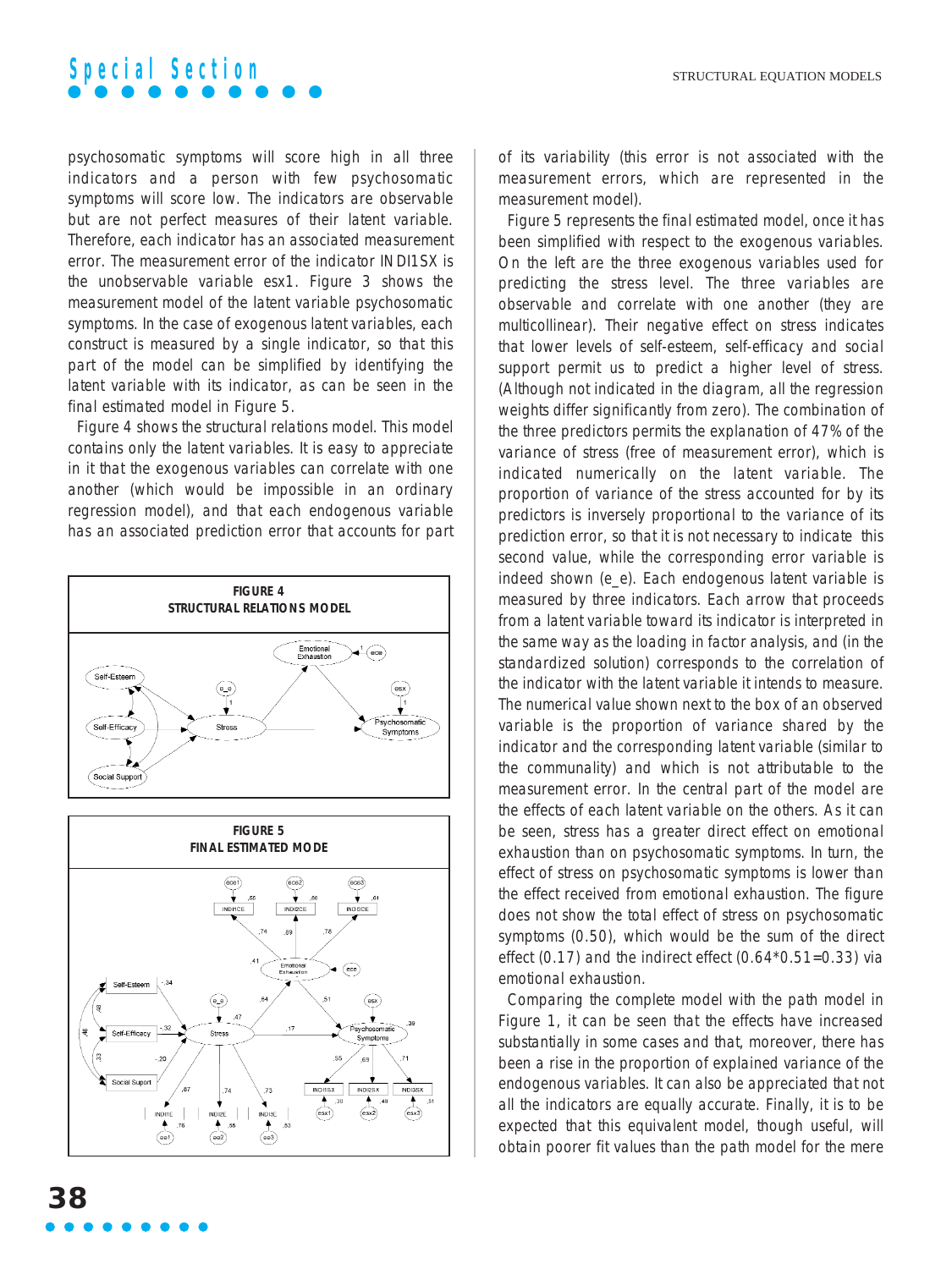psychosomatic symptoms will score high in all three indicators and a person with few psychosomatic symptoms will score low. The indicators are observable but are not perfect measures of their latent variable. Therefore, each indicator has an associated measurement error. The measurement error of the indicator INDI1SX is the unobservable variable esx1. Figure 3 shows the measurement model of the latent variable psychosomatic symptoms. In the case of exogenous latent variables, each construct is measured by a single indicator, so that this part of the model can be simplified by identifying the latent variable with its indicator, as can be seen in the final estimated model in Figure 5.

Figure 4 shows the structural relations model. This model contains only the latent variables. It is easy to appreciate in it that the exogenous variables can correlate with one another (which would be impossible in an ordinary regression model), and that each endogenous variable has an associated prediction error that accounts for part of its variability (this error is not associated with the measurement errors, which are represented in the measurement model).

**FIGURE 4**
**STRUCTURAL RELATIONS MODEL**

**FIGURE 5**
**FINAL ESTIMATED MODE**

Figure 5 represents the final estimated model, once it has been simplified with respect to the exogenous variables. On the left are the three exogenous variables used for predicting the stress level. The three variables are observable and correlate with one another (they are multicollinear). Their negative effect on stress indicates that lower levels of self-esteem, self-efficacy and social support permit us to predict a higher level of stress. (Although not indicated in the diagram, all the regression weights differ significantly from zero). The combination of the three predictors permits the explanation of 47% of the variance of stress (free of measurement error), which is indicated numerically on the latent variable. The proportion of variance of the stress accounted for by its predictors is inversely proportional to the variance of its prediction error, so that it is not necessary to indicate this second value, while the corresponding error variable is indeed shown (e_e). Each endogenous latent variable is measured by three indicators. Each arrow that proceeds from a latent variable toward its indicator is interpreted in the same way as the loading in factor analysis, and (in the standardized solution) corresponds to the correlation of the indicator with the latent variable it intends to measure. The numerical value shown next to the box of an observed variable is the proportion of variance shared by the indicator and the corresponding latent variable (similar to the communality) and which is not attributable to the measurement error. In the central part of the model are the effects of each latent variable on the others. As it can be seen, stress has a greater direct effect on emotional exhaustion than on psychosomatic symptoms. In turn, the effect of stress on psychosomatic symptoms is lower than the effect received from emotional exhaustion. The figure does not show the total effect of stress on psychosomatic symptoms (0.50), which would be the sum of the direct effect (0.17) and the indirect effect ($0.64*0.51=0.33$) via emotional exhaustion.

Comparing the complete model with the path model in Figure 1, it can be seen that the effects have increased substantially in some cases and that, moreover, there has been a rise in the proportion of explained variance of the endogenous variables. It can also be appreciated that not all the indicators are equally accurate. Finally, it is to be expected that this equivalent model, though useful, will obtain poorer fit values than the path model for the mere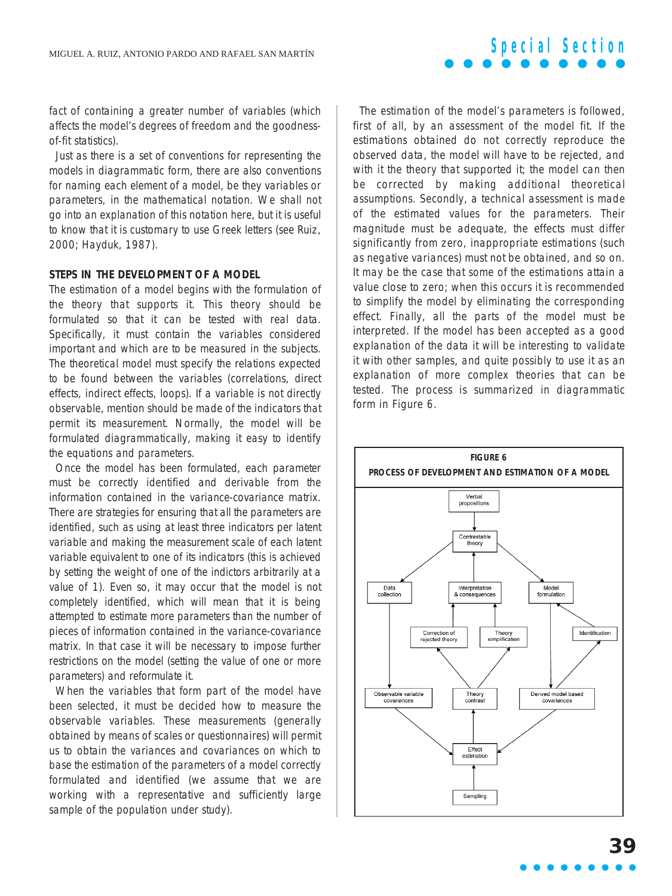fact of containing a greater number of variables (which affects the model's degrees of freedom and the goodness-of-fit statistics).

Just as there is a set of conventions for representing the models in diagrammatic form, there are also conventions for naming each element of a model, be they variables or parameters, in the mathematical notation. We shall not go into an explanation of this notation here, but it is useful to know that it is customary to use Greek letters (see Ruiz, 2000; Hayduk, 1987).

### STEPS IN THE DEVELOPMENT OF A MODEL

The estimation of a model begins with the formulation of the theory that supports it. This theory should be formulated so that it can be tested with real data. Specifically, it must contain the variables considered important and which are to be measured in the subjects. The theoretical model must specify the relations expected to be found between the variables (correlations, direct effects, indirect effects, loops). If a variable is not directly observable, mention should be made of the indicators that permit its measurement. Normally, the model will be formulated diagrammatically, making it easy to identify the equations and parameters.

Once the model has been formulated, each parameter must be correctly identified and derivable from the information contained in the variance-covariance matrix. There are strategies for ensuring that all the parameters are identified, such as using at least three indicators per latent variable and making the measurement scale of each latent variable equivalent to one of its indicators (this is achieved by setting the weight of one of the indictors arbitrarily at a value of 1). Even so, it may occur that the model is not completely identified, which will mean that it is being attempted to estimate more parameters than the number of pieces of information contained in the variance-covariance matrix. In that case it will be necessary to impose further restrictions on the model (setting the value of one or more parameters) and reformulate it.

When the variables that form part of the model have been selected, it must be decided how to measure the observable variables. These measurements (generally obtained by means of scales or questionnaires) will permit us to obtain the variances and covariances on which to base the estimation of the parameters of a model correctly formulated and identified (we assume that we are working with a representative and sufficiently large sample of the population under study).

The estimation of the model's parameters is followed, first of all, by an assessment of the model fit. If the estimations obtained do not correctly reproduce the observed data, the model will have to be rejected, and with it the theory that supported it; the model can then be corrected by making additional theoretical assumptions. Secondly, a technical assessment is made of the estimated values for the parameters. Their magnitude must be adequate, the effects must differ significantly from zero, inappropriate estimations (such as negative variances) must not be obtained, and so on. It may be the case that some of the estimations attain a value close to zero; when this occurs it is recommended to simplify the model by eliminating the corresponding effect. Finally, all the parts of the model must be interpreted. If the model has been accepted as a good explanation of the data it will be interesting to validate it with other samples, and quite possibly to use it as an explanation of more complex theories that can be tested. The process is summarized in diagrammatic form in Figure 6.

**FIGURE 6**
**PROCESS OF DEVELOPMENT AND ESTIMATION OF A MODEL**

Verbal propositions → Contrastable theory → Data collection / Model formulation; Data collection → Observable variable covariances; Model formulation → Derived model based covariances; Identification → Model formulation; Derived model based covariances → Identification; Observable variable covariances → Effect estimation; Derived model based covariances → Effect estimation; Sampling → Effect estimation; Effect estimation → Theory contrast; Theory contrast → Correction of rejected theory / Theory simplification; Correction of rejected theory → Interpretation & consequences; Theory simplification → Interpretation & consequences; Interpretation & consequences → Contrastable theory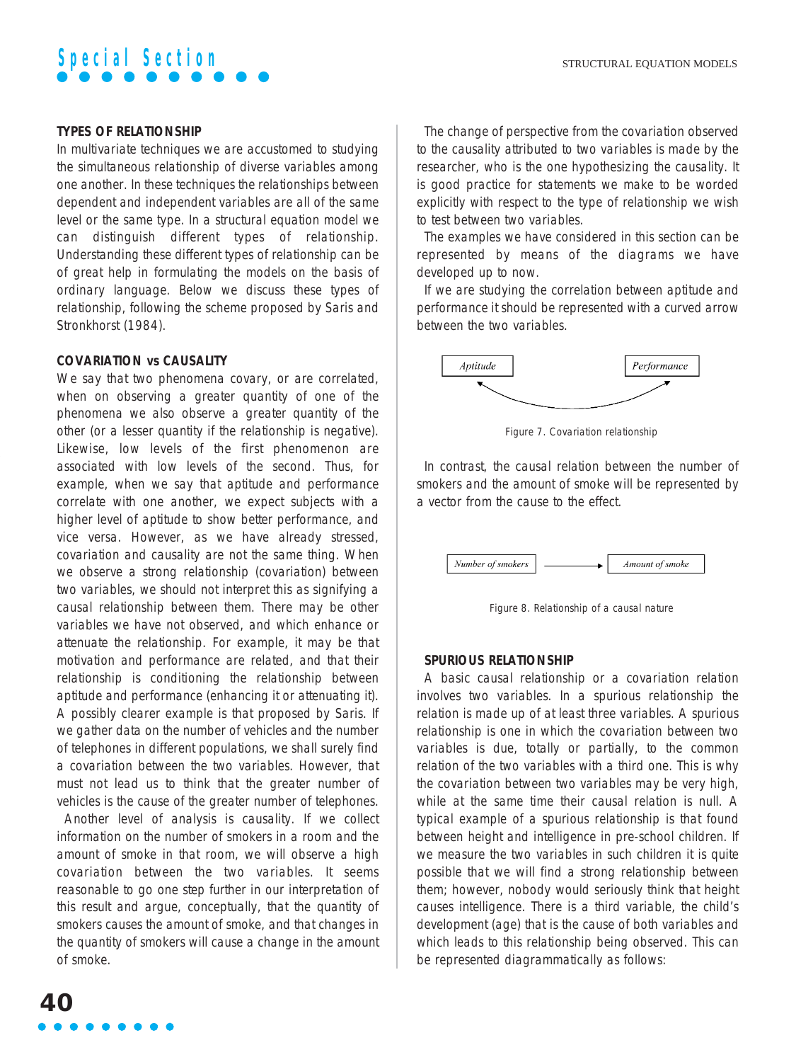### TYPES OF RELATIONSHIP

In multivariate techniques we are accustomed to studying the simultaneous relationship of diverse variables among one another. In these techniques the relationships between dependent and independent variables are all of the same level or the same type. In a structural equation model we can distinguish different types of relationship. Understanding these different types of relationship can be of great help in formulating the models on the basis of ordinary language. Below we discuss these types of relationship, following the scheme proposed by Saris and Stronkhorst (1984).

### COVARIATION vs CAUSALITY

We say that two phenomena covary, or are correlated, when on observing a greater quantity of one of the phenomena we also observe a greater quantity of the other (or a lesser quantity if the relationship is negative). Likewise, low levels of the first phenomenon are associated with low levels of the second. Thus, for example, when we say that aptitude and performance correlate with one another, we expect subjects with a higher level of aptitude to show better performance, and vice versa. However, as we have already stressed, covariation and causality are not the same thing. When we observe a strong relationship (covariation) between two variables, we should not interpret this as signifying a causal relationship between them. There may be other variables we have not observed, and which enhance or attenuate the relationship. For example, it may be that motivation and performance are related, and that their relationship is conditioning the relationship between aptitude and performance (enhancing it or attenuating it). A possibly clearer example is that proposed by Saris. If we gather data on the number of vehicles and the number of telephones in different populations, we shall surely find a covariation between the two variables. However, that must not lead us to think that the greater number of vehicles is the cause of the greater number of telephones.

Another level of analysis is causality. If we collect information on the number of smokers in a room and the amount of smoke in that room, we will observe a high covariation between the two variables. It seems reasonable to go one step further in our interpretation of this result and argue, conceptually, that the quantity of smokers causes the amount of smoke, and that changes in the quantity of smokers will cause a change in the amount of smoke.

The change of perspective from the covariation observed to the causality attributed to two variables is made by the researcher, who is the one hypothesizing the causality. It is good practice for statements we make to be worded explicitly with respect to the type of relationship we wish to test between two variables.

The examples we have considered in this section can be represented by means of the diagrams we have developed up to now.

If we are studying the correlation between aptitude and performance it should be represented with a curved arrow between the two variables.

*Aptitude* ↔ *Performance*

Figure 7. Covariation relationship

In contrast, the causal relation between the number of smokers and the amount of smoke will be represented by a vector from the cause to the effect.

*Number of smokers* → *Amount of smoke*

Figure 8. Relationship of a causal nature

### SPURIOUS RELATIONSHIP

A basic causal relationship or a covariation relation involves two variables. In a spurious relationship the relation is made up of at least three variables. A spurious relationship is one in which the covariation between two variables is due, totally or partially, to the common relation of the two variables with a third one. This is why the covariation between two variables may be very high, while at the same time their causal relation is null. A typical example of a spurious relationship is that found between height and intelligence in pre-school children. If we measure the two variables in such children it is quite possible that we will find a strong relationship between them; however, nobody would seriously think that height causes intelligence. There is a third variable, the child's development (age) that is the cause of both variables and which leads to this relationship being observed. This can be represented diagrammatically as follows: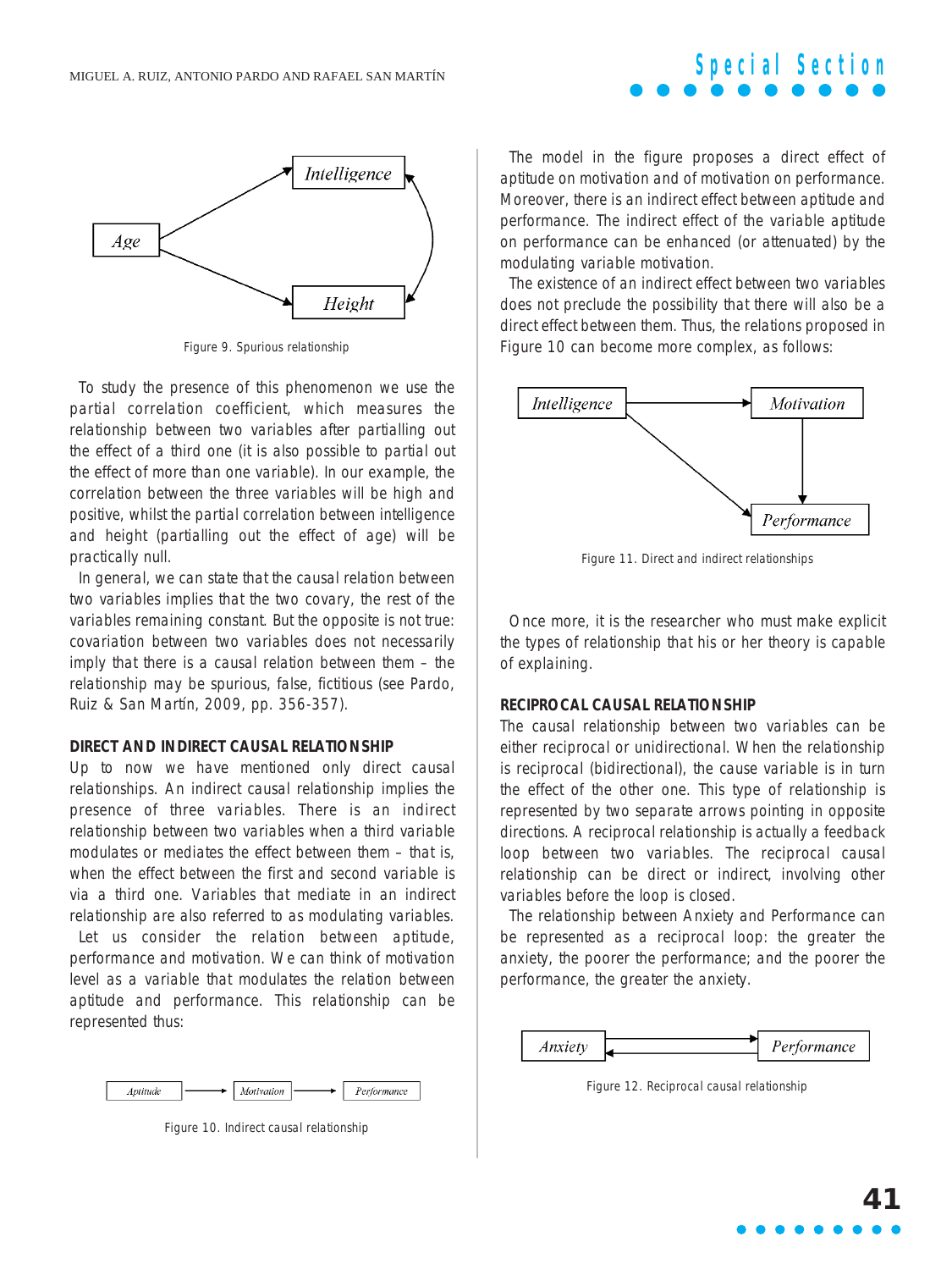Figure 9. Spurious relationship

To study the presence of this phenomenon we use the partial correlation coefficient, which measures the relationship between two variables after partialling out the effect of a third one (it is also possible to partial out the effect of more than one variable). In our example, the correlation between the three variables will be high and positive, whilst the partial correlation between intelligence and height (partialling out the effect of age) will be practically null.

In general, we can state that the causal relation between two variables implies that the two covary, the rest of the variables remaining constant. But the opposite is not true: covariation between two variables does not necessarily imply that there is a causal relation between them – the relationship may be spurious, false, fictitious (see Pardo, Ruiz & San Martín, 2009, pp. 356-357).

**DIRECT AND INDIRECT CAUSAL RELATIONSHIP**

Up to now we have mentioned only direct causal relationships. An indirect causal relationship implies the presence of three variables. There is an indirect relationship between two variables when a third variable modulates or mediates the effect between them – that is, when the effect between the first and second variable is via a third one. Variables that mediate in an indirect relationship are also referred to as modulating variables.

Let us consider the relation between aptitude, performance and motivation. We can think of motivation level as a variable that modulates the relation between aptitude and performance. This relationship can be represented thus:

Figure 10. Indirect causal relationship

The model in the figure proposes a direct effect of aptitude on motivation and of motivation on performance. Moreover, there is an indirect effect between aptitude and performance. The indirect effect of the variable aptitude on performance can be enhanced (or attenuated) by the modulating variable motivation.

The existence of an indirect effect between two variables does not preclude the possibility that there will also be a direct effect between them. Thus, the relations proposed in Figure 10 can become more complex, as follows:

Figure 11. Direct and indirect relationships

Once more, it is the researcher who must make explicit the types of relationship that his or her theory is capable of explaining.

**RECIPROCAL CAUSAL RELATIONSHIP**

The causal relationship between two variables can be either reciprocal or unidirectional. When the relationship is reciprocal (bidirectional), the cause variable is in turn the effect of the other one. This type of relationship is represented by two separate arrows pointing in opposite directions. A reciprocal relationship is actually a feedback loop between two variables. The reciprocal causal relationship can be direct or indirect, involving other variables before the loop is closed.

The relationship between Anxiety and Performance can be represented as a reciprocal loop: the greater the anxiety, the poorer the performance; and the poorer the performance, the greater the anxiety.

Figure 12. Reciprocal causal relationship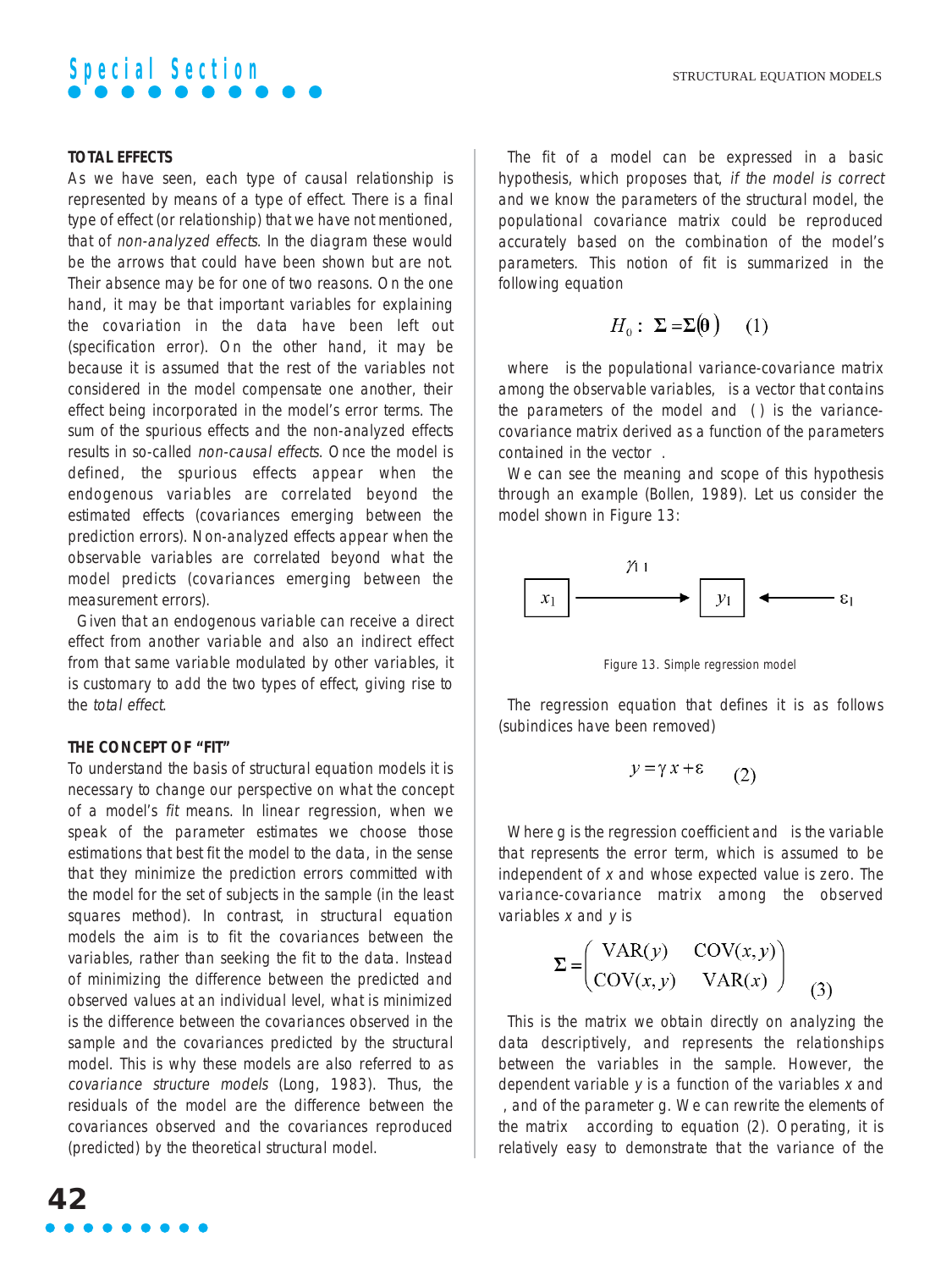### TOTAL EFFECTS

As we have seen, each type of causal relationship is represented by means of a type of effect. There is a final type of effect (or relationship) that we have not mentioned, that of *non-analyzed effects*. In the diagram these would be the arrows that could have been shown but are not. Their absence may be for one of two reasons. On the one hand, it may be that important variables for explaining the covariation in the data have been left out (specification error). On the other hand, it may be because it is assumed that the rest of the variables not considered in the model compensate one another, their effect being incorporated in the model's error terms. The sum of the spurious effects and the non-analyzed effects results in so-called *non-causal effects*. Once the model is defined, the spurious effects appear when the endogenous variables are correlated beyond the estimated effects (covariances emerging between the prediction errors). Non-analyzed effects appear when the observable variables are correlated beyond what the model predicts (covariances emerging between the measurement errors).

Given that an endogenous variable can receive a direct effect from another variable and also an indirect effect from that same variable modulated by other variables, it is customary to add the two types of effect, giving rise to the *total effect*.

### THE CONCEPT OF "FIT"

To understand the basis of structural equation models it is necessary to change our perspective on what the concept of a model's *fit* means. In linear regression, when we speak of the parameter estimates we choose those estimations that best fit the model to the data, in the sense that they minimize the prediction errors committed with the model for the set of subjects in the sample (in the least squares method). In contrast, in structural equation models the aim is to fit the covariances between the variables, rather than seeking the fit to the data. Instead of minimizing the difference between the predicted and observed values at an individual level, what is minimized is the difference between the covariances observed in the sample and the covariances predicted by the structural model. This is why these models are also referred to as *covariance structure models* (Long, 1983). Thus, the residuals of the model are the difference between the covariances observed and the covariances reproduced (predicted) by the theoretical structural model.

The fit of a model can be expressed in a basic hypothesis, which proposes that, *if the model is correct* and we know the parameters of the structural model, the populational covariance matrix could be reproduced accurately based on the combination of the model's parameters. This notion of fit is summarized in the following equation

$$H_0: \ \boldsymbol{\Sigma} = \boldsymbol{\Sigma}(\boldsymbol{\theta}) \qquad (1)$$

where $\boldsymbol{\Sigma}$ is the populational variance-covariance matrix among the observable variables, $\boldsymbol{\theta}$ is a vector that contains the parameters of the model and $\boldsymbol{\Sigma}(\boldsymbol{\theta})$ is the variance-covariance matrix derived as a function of the parameters contained in the vector $\boldsymbol{\theta}$.

We can see the meaning and scope of this hypothesis through an example (Bollen, 1989). Let us consider the model shown in Figure 13:

$$x_1 \xrightarrow{\ \gamma_{11}\ } y_1 \longleftarrow \varepsilon_1$$

Figure 13. Simple regression model

The regression equation that defines it is as follows (subindices have been removed)

$$y = \gamma x + \varepsilon \qquad (2)$$

Where $\gamma$ is the regression coefficient and $\varepsilon$ is the variable that represents the error term, which is assumed to be independent of *x* and whose expected value is zero. The variance-covariance matrix among the observed variables *x* and *y* is

$$\boldsymbol{\Sigma} = \begin{pmatrix} \mathrm{VAR}(y) & \mathrm{COV}(x,y) \\ \mathrm{COV}(x,y) & \mathrm{VAR}(x) \end{pmatrix} \qquad (3)$$

This is the matrix we obtain directly on analyzing the data descriptively, and represents the relationships between the variables in the sample. However, the dependent variable *y* is a function of the variables *x* and $\varepsilon$, and of the parameter $\gamma$. We can rewrite the elements of the matrix $\boldsymbol{\Sigma}$ according to equation (2). Operating, it is relatively easy to demonstrate that the variance of the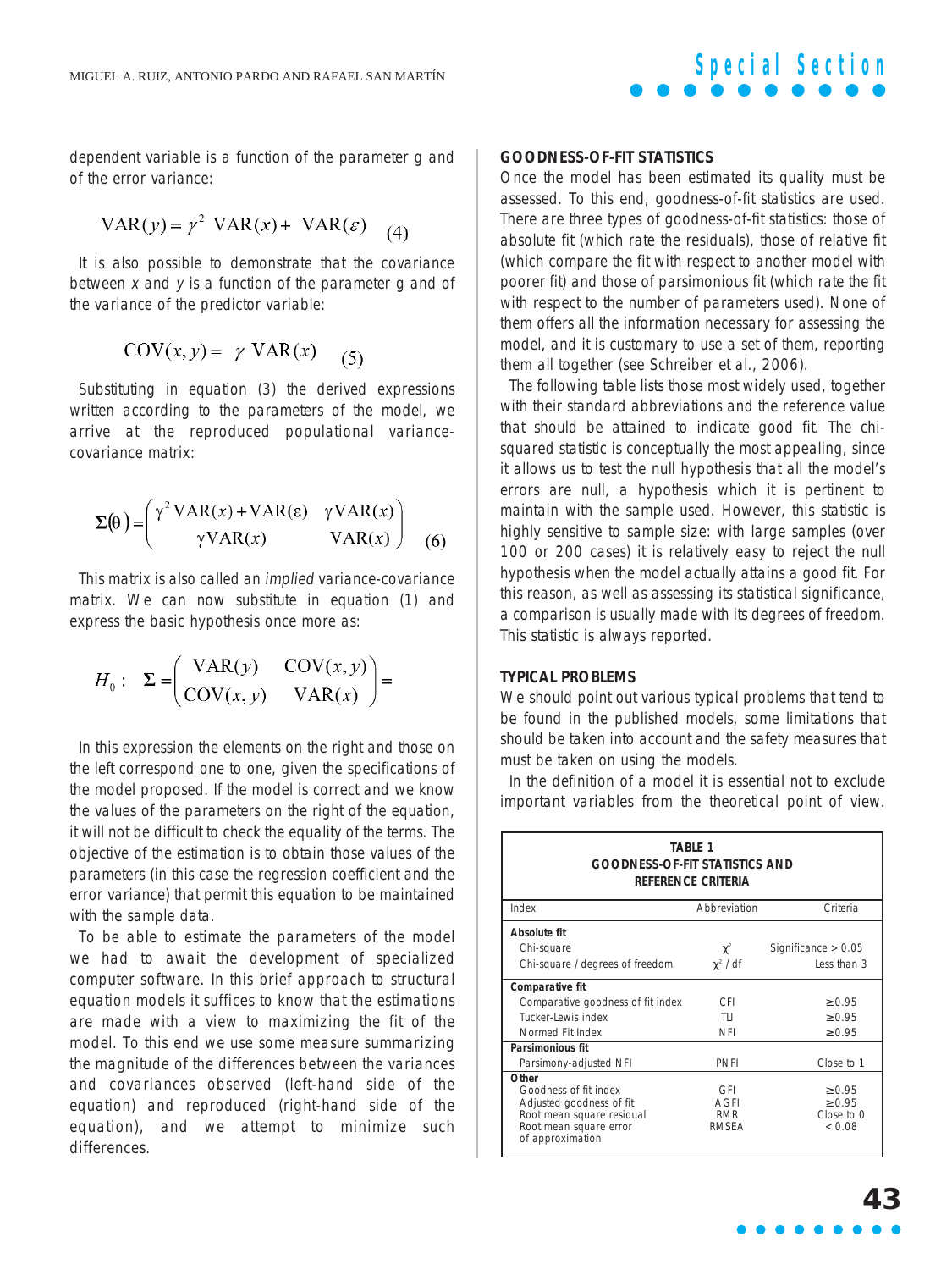dependent variable is a function of the parameter g and of the error variance:

$$\mathrm{VAR}(y) = \gamma^2 \ \mathrm{VAR}(x) + \ \mathrm{VAR}(\varepsilon) \quad (4)$$

It is also possible to demonstrate that the covariance between $x$ and $y$ is a function of the parameter g and of the variance of the predictor variable:

$$\mathrm{COV}(x, y) = \ \gamma \ \mathrm{VAR}(x) \quad (5)$$

Substituting in equation (3) the derived expressions written according to the parameters of the model, we arrive at the reproduced populational variance-covariance matrix:

$$\Sigma(\theta) = \begin{pmatrix} \gamma^2 \mathrm{VAR}(x) + \mathrm{VAR}(\varepsilon) & \gamma \mathrm{VAR}(x) \\ \gamma \mathrm{VAR}(x) & \mathrm{VAR}(x) \end{pmatrix} \quad (6)$$

This matrix is also called an *implied* variance-covariance matrix. We can now substitute in equation (1) and express the basic hypothesis once more as:

$$H_0: \quad \Sigma = \begin{pmatrix} \mathrm{VAR}(y) & \mathrm{COV}(x, y) \\ \mathrm{COV}(x, y) & \mathrm{VAR}(x) \end{pmatrix} =$$

In this expression the elements on the right and those on the left correspond one to one, given the specifications of the model proposed. If the model is correct and we know the values of the parameters on the right of the equation, it will not be difficult to check the equality of the terms. The objective of the estimation is to obtain those values of the parameters (in this case the regression coefficient and the error variance) that permit this equation to be maintained with the sample data.

To be able to estimate the parameters of the model we had to await the development of specialized computer software. In this brief approach to structural equation models it suffices to know that the estimations are made with a view to maximizing the fit of the model. To this end we use some measure summarizing the magnitude of the differences between the variances and covariances observed (left-hand side of the equation) and reproduced (right-hand side of the equation), and we attempt to minimize such differences.

## GOODNESS-OF-FIT STATISTICS

Once the model has been estimated its quality must be assessed. To this end, goodness-of-fit statistics are used. There are three types of goodness-of-fit statistics: those of absolute fit (which rate the residuals), those of relative fit (which compare the fit with respect to another model with poorer fit) and those of parsimonious fit (which rate the fit with respect to the number of parameters used). None of them offers all the information necessary for assessing the model, and it is customary to use a set of them, reporting them all together (see Schreiber et al., 2006).

The following table lists those most widely used, together with their standard abbreviations and the reference value that should be attained to indicate good fit. The chi-squared statistic is conceptually the most appealing, since it allows us to test the null hypothesis that all the model's errors are null, a hypothesis which it is pertinent to maintain with the sample used. However, this statistic is highly sensitive to sample size: with large samples (over 100 or 200 cases) it is relatively easy to reject the null hypothesis when the model actually attains a good fit. For this reason, as well as assessing its statistical significance, a comparison is usually made with its degrees of freedom. This statistic is always reported.

## TYPICAL PROBLEMS

We should point out various typical problems that tend to be found in the published models, some limitations that should be taken into account and the safety measures that must be taken on using the models.

In the definition of a model it is essential not to exclude important variables from the theoretical point of view.

**TABLE 1**
**GOODNESS-OF-FIT STATISTICS AND REFERENCE CRITERIA**

| Index | Abbreviation | Criteria |
|---|---|---|
| **Absolute fit** | | |
| Chi-square | $\chi^2$ | Significance > 0.05 |
| Chi-square / degrees of freedom | $\chi^2$ / df | Less than 3 |
| **Comparative fit** | | |
| Comparative goodness of fit index | CFI | ≥0.95 |
| Tucker-Lewis index | TLI | ≥0.95 |
| Normed Fit Index | NFI | ≥0.95 |
| **Parsimonious fit** | | |
| Parsimony-adjusted NFI | PNFI | Close to 1 |
| **Other** | | |
| Goodness of fit index | GFI | ≥0.95 |
| Adjusted goodness of fit | AGFI | ≥0.95 |
| Root mean square residual | RMR | Close to 0 |
| Root mean square error of approximation | RMSEA | < 0.08 |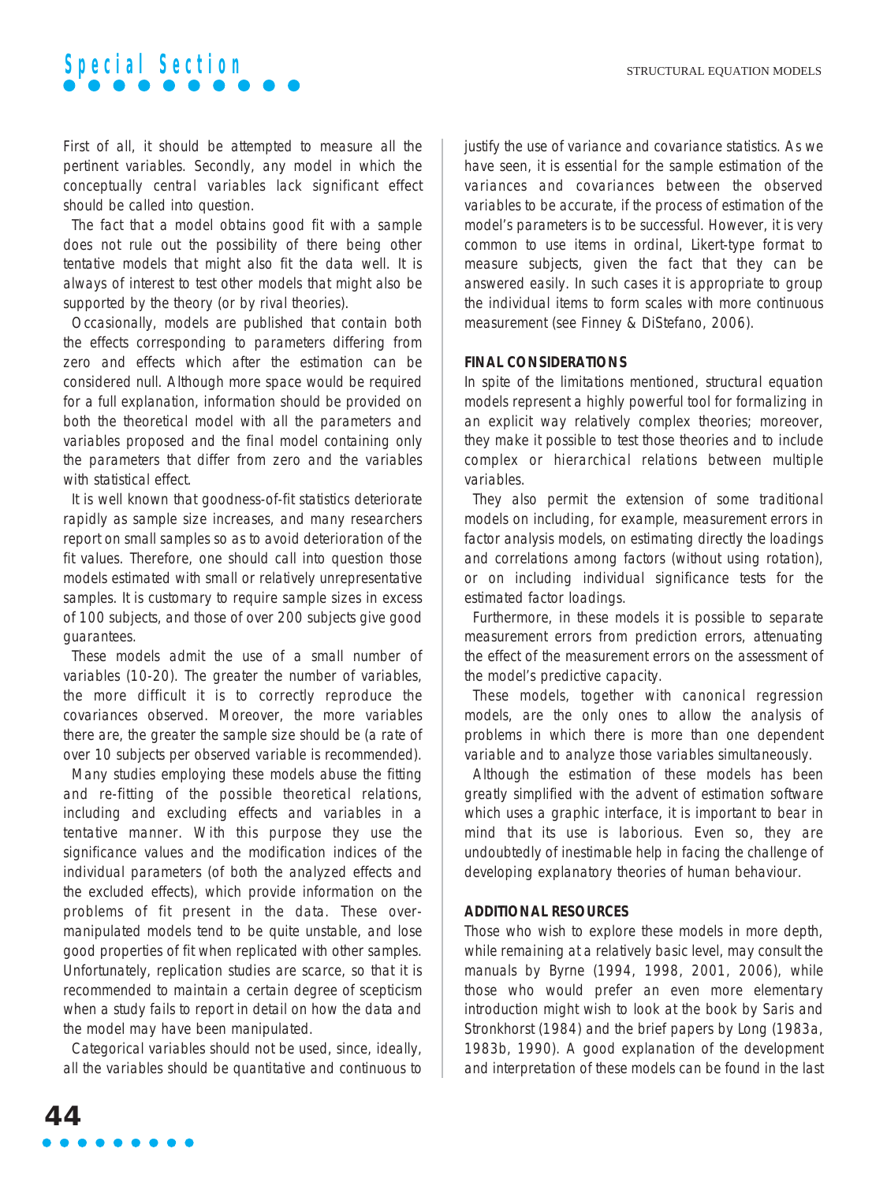First of all, it should be attempted to measure all the pertinent variables. Secondly, any model in which the conceptually central variables lack significant effect should be called into question.

The fact that a model obtains good fit with a sample does not rule out the possibility of there being other tentative models that might also fit the data well. It is always of interest to test other models that might also be supported by the theory (or by rival theories).

Occasionally, models are published that contain both the effects corresponding to parameters differing from zero and effects which after the estimation can be considered null. Although more space would be required for a full explanation, information should be provided on both the theoretical model with all the parameters and variables proposed and the final model containing only the parameters that differ from zero and the variables with statistical effect.

It is well known that goodness-of-fit statistics deteriorate rapidly as sample size increases, and many researchers report on small samples so as to avoid deterioration of the fit values. Therefore, one should call into question those models estimated with small or relatively unrepresentative samples. It is customary to require sample sizes in excess of 100 subjects, and those of over 200 subjects give good guarantees.

These models admit the use of a small number of variables (10-20). The greater the number of variables, the more difficult it is to correctly reproduce the covariances observed. Moreover, the more variables there are, the greater the sample size should be (a rate of over 10 subjects per observed variable is recommended).

Many studies employing these models abuse the fitting and re-fitting of the possible theoretical relations, including and excluding effects and variables in a tentative manner. With this purpose they use the significance values and the modification indices of the individual parameters (of both the analyzed effects and the excluded effects), which provide information on the problems of fit present in the data. These over-manipulated models tend to be quite unstable, and lose good properties of fit when replicated with other samples. Unfortunately, replication studies are scarce, so that it is recommended to maintain a certain degree of scepticism when a study fails to report in detail on how the data and the model may have been manipulated.

Categorical variables should not be used, since, ideally, all the variables should be quantitative and continuous to justify the use of variance and covariance statistics. As we have seen, it is essential for the sample estimation of the variances and covariances between the observed variables to be accurate, if the process of estimation of the model's parameters is to be successful. However, it is very common to use items in ordinal, Likert-type format to measure subjects, given the fact that they can be answered easily. In such cases it is appropriate to group the individual items to form scales with more continuous measurement (see Finney & DiStefano, 2006).

## FINAL CONSIDERATIONS

In spite of the limitations mentioned, structural equation models represent a highly powerful tool for formalizing in an explicit way relatively complex theories; moreover, they make it possible to test those theories and to include complex or hierarchical relations between multiple variables.

They also permit the extension of some traditional models on including, for example, measurement errors in factor analysis models, on estimating directly the loadings and correlations among factors (without using rotation), or on including individual significance tests for the estimated factor loadings.

Furthermore, in these models it is possible to separate measurement errors from prediction errors, attenuating the effect of the measurement errors on the assessment of the model's predictive capacity.

These models, together with canonical regression models, are the only ones to allow the analysis of problems in which there is more than one dependent variable and to analyze those variables simultaneously.

Although the estimation of these models has been greatly simplified with the advent of estimation software which uses a graphic interface, it is important to bear in mind that its use is laborious. Even so, they are undoubtedly of inestimable help in facing the challenge of developing explanatory theories of human behaviour.

## ADDITIONAL RESOURCES

Those who wish to explore these models in more depth, while remaining at a relatively basic level, may consult the manuals by Byrne (1994, 1998, 2001, 2006), while those who would prefer an even more elementary introduction might wish to look at the book by Saris and Stronkhorst (1984) and the brief papers by Long (1983a, 1983b, 1990). A good explanation of the development and interpretation of these models can be found in the last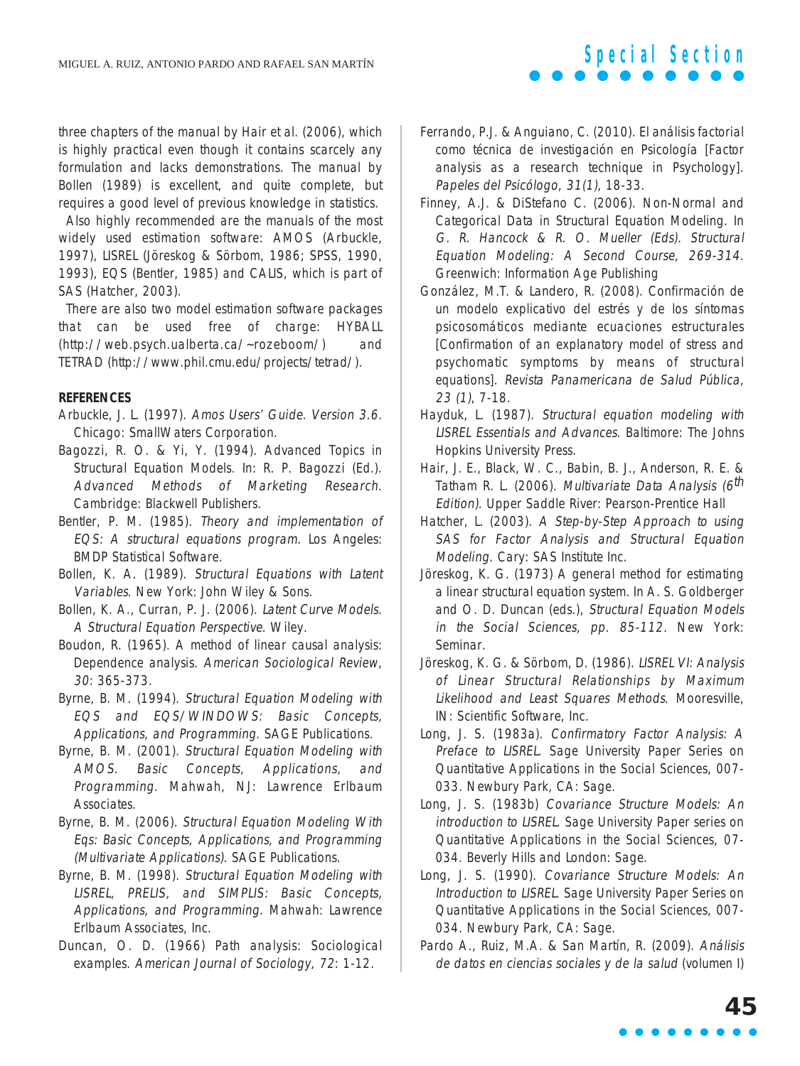three chapters of the manual by Hair et al. (2006), which is highly practical even though it contains scarcely any formulation and lacks demonstrations. The manual by Bollen (1989) is excellent, and quite complete, but requires a good level of previous knowledge in statistics.

Also highly recommended are the manuals of the most widely used estimation software: AMOS (Arbuckle, 1997), LISREL (Jöreskog & Sörbom, 1986; SPSS, 1990, 1993), EQS (Bentler, 1985) and CALIS, which is part of SAS (Hatcher, 2003).

There are also two model estimation software packages that can be used free of charge: HYBALL (http://web.psych.ualberta.ca/~rozeboom/) and TETRAD (http://www.phil.cmu.edu/projects/tetrad/).

## REFERENCES

Arbuckle, J. L. (1997). *Amos Users' Guide. Version 3.6.* Chicago: SmallWaters Corporation.

Bagozzi, R. O. & Yi, Y. (1994). Advanced Topics in Structural Equation Models. In: R. P. Bagozzi (Ed.). *Advanced Methods of Marketing Research*. Cambridge: Blackwell Publishers.

Bentler, P. M. (1985). *Theory and implementation of EQS: A structural equations program*. Los Angeles: BMDP Statistical Software.

Bollen, K. A. (1989). *Structural Equations with Latent Variables.* New York: John Wiley & Sons.

Bollen, K. A., Curran, P. J. (2006). *Latent Curve Models. A Structural Equation Perspective*. Wiley.

Boudon, R. (1965). A method of linear causal analysis: Dependence analysis. *American Sociological Review, 30*: 365-373.

Byrne, B. M. (1994). *Structural Equation Modeling with EQS and EQS/WINDOWS: Basic Concepts, Applications, and Programming*. SAGE Publications.

Byrne, B. M. (2001). *Structural Equation Modeling with AMOS. Basic Concepts, Applications, and Programming*. Mahwah, NJ: Lawrence Erlbaum Associates.

Byrne, B. M. (2006). *Structural Equation Modeling With Eqs: Basic Concepts, Applications, and Programming (Multivariate Applications)*. SAGE Publications.

Byrne, B. M. (1998). *Structural Equation Modeling with LISREL, PRELIS, and SIMPLIS: Basic Concepts, Applications, and Programming*. Mahwah: Lawrence Erlbaum Associates, Inc.

Duncan, O. D. (1966) Path analysis: Sociological examples. *American Journal of Sociology, 72*: 1-12.

Ferrando, P.J. & Anguiano, C. (2010). El análisis factorial como técnica de investigación en Psicología [Factor analysis as a research technique in Psychology]. *Papeles del Psicólogo, 31(1)*, 18-33.

Finney, A.J. & DiStefano C. (2006). Non-Normal and Categorical Data in Structural Equation Modeling. In *G. R. Hancock & R. O. Mueller (Eds). Structural Equation Modeling: A Second Course, 269-314*. Greenwich: Information Age Publishing

González, M.T. & Landero, R. (2008). Confirmación de un modelo explicativo del estrés y de los síntomas psicosomáticos mediante ecuaciones estructurales [Confirmation of an explanatory model of stress and psychomatic symptoms by means of structural equations]. *Revista Panamericana de Salud Pública, 23 (1)*, 7-18.

Hayduk, L. (1987). *Structural equation modeling with LISREL Essentials and Advances*. Baltimore: The Johns Hopkins University Press.

Hair, J. E., Black, W. C., Babin, B. J., Anderson, R. E. & Tatham R. L. (2006). *Multivariate Data Analysis (6th Edition)*. Upper Saddle River: Pearson-Prentice Hall

Hatcher, L. (2003). *A Step-by-Step Approach to using SAS for Factor Analysis and Structural Equation Modeling*. Cary: SAS Institute Inc.

Jöreskog, K. G. (1973) A general method for estimating a linear structural equation system. In A. S. Goldberger and O. D. Duncan (eds.), *Structural Equation Models in the Social Sciences, pp. 85-112.* New York: Seminar.

Jöreskog, K. G. & Sörbom, D. (1986). *LISREL VI: Analysis of Linear Structural Relationships by Maximum Likelihood and Least Squares Methods*. Mooresville, IN: Scientific Software, Inc.

Long, J. S. (1983a). *Confirmatory Factor Analysis: A Preface to LISREL*. Sage University Paper Series on Quantitative Applications in the Social Sciences, 007-033. Newbury Park, CA: Sage.

Long, J. S. (1983b) *Covariance Structure Models: An introduction to LISREL*. Sage University Paper series on Quantitative Applications in the Social Sciences, 07-034. Beverly Hills and London: Sage.

Long, J. S. (1990). *Covariance Structure Models: An Introduction to LISREL*. Sage University Paper Series on Quantitative Applications in the Social Sciences, 007-034. Newbury Park, CA: Sage.

Pardo A., Ruiz, M.A. & San Martín, R. (2009). *Análisis de datos en ciencias sociales y de la salud* (volumen I)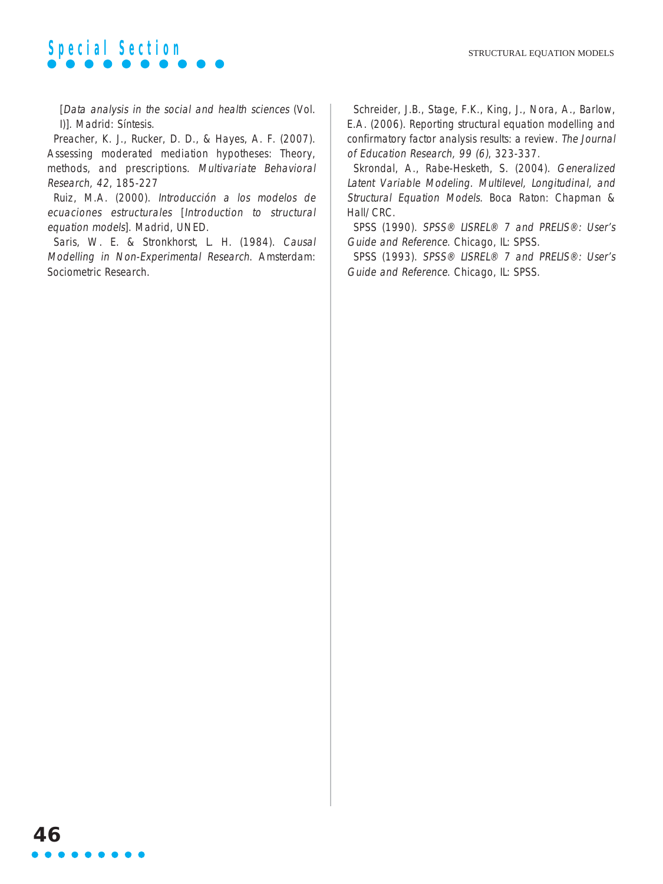[*Data analysis in the social and health sciences* (Vol. I)]. Madrid: Síntesis.

Preacher, K. J., Rucker, D. D., & Hayes, A. F. (2007). Assessing moderated mediation hypotheses: Theory, methods, and prescriptions. *Multivariate Behavioral Research, 42*, 185-227

Ruiz, M.A. (2000). *Introducción a los modelos de ecuaciones estructurales* [*Introduction to structural equation models*]. Madrid, UNED.

Saris, W. E. & Stronkhorst, L. H. (1984). *Causal Modelling in Non-Experimental Research*. Amsterdam: Sociometric Research.

Schreider, J.B., Stage, F.K., King, J., Nora, A., Barlow, E.A. (2006). Reporting structural equation modelling and confirmatory factor analysis results: a review. *The Journal of Education Research, 99 (6)*, 323-337.

Skrondal, A., Rabe-Hesketh, S. (2004). *Generalized Latent Variable Modeling. Multilevel, Longitudinal, and Structural Equation Models*. Boca Raton: Chapman & Hall/CRC.

SPSS (1990). *SPSS® LISREL® 7 and PRELIS®: User's Guide and Reference*. Chicago, IL: SPSS.

SPSS (1993). *SPSS® LISREL® 7 and PRELIS®: User's Guide and Reference*. Chicago, IL: SPSS.